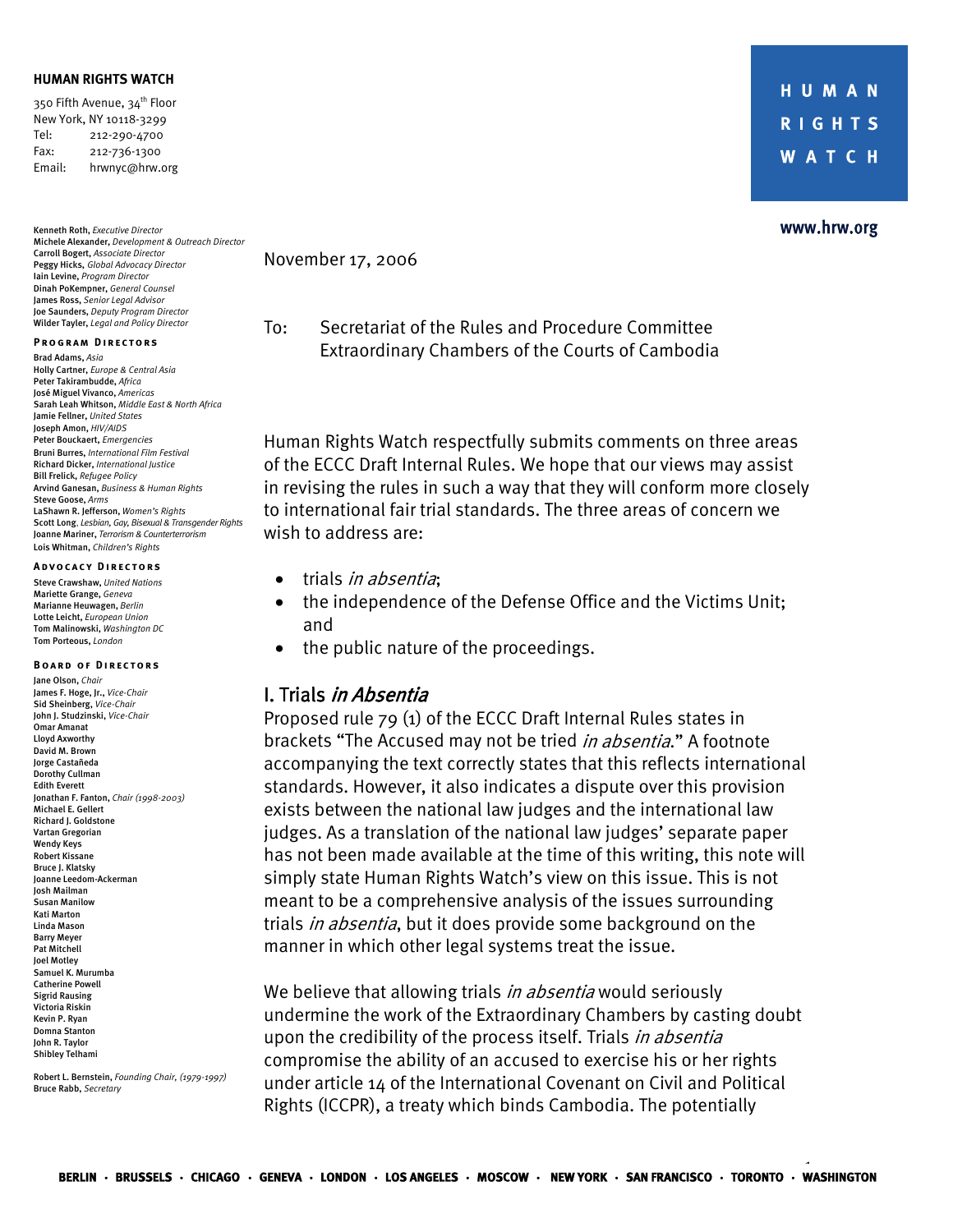**HUMAN RIGHTS WATCH**

350 Fifth Avenue, 34th Floor
New York, NY 10118-3299
Tel: 212-290-4700
Fax: 212-736-1300
Email: hrwnyc@hrw.org

HUMAN RIGHTS WATCH

www.hrw.org

**Kenneth Roth**, *Executive Director*
**Michele Alexander**, *Development & Outreach Director*
**Carroll Bogert**, *Associate Director*
**Peggy Hicks**, *Global Advocacy Director*
**Iain Levine**, *Program Director*
**Dinah PoKempner**, *General Counsel*
**James Ross**, *Senior Legal Advisor*
**Joe Saunders**, *Deputy Program Director*
**Wilder Tayler**, *Legal and Policy Director*

**PROGRAM DIRECTORS**

**Brad Adams**, *Asia*
**Holly Cartner**, *Europe & Central Asia*
**Peter Takirambudde**, *Africa*
**José Miguel Vivanco**, *Americas*
**Sarah Leah Whitson**, *Middle East & North Africa*
**Jamie Fellner**, *United States*
**Joseph Amon**, *HIV/AIDS*
**Peter Bouckaert**, *Emergencies*
**Bruni Burres**, *International Film Festival*
**Richard Dicker**, *International Justice*
**Bill Frelick**, *Refugee Policy*
**Arvind Ganesan**, *Business & Human Rights*
**Steve Goose**, *Arms*
**LaShawn R. Jefferson**, *Women's Rights*
**Scott Long**, *Lesbian, Gay, Bisexual & Transgender Rights*
**Joanne Mariner**, *Terrorism & Counterterrorism*
**Lois Whitman**, *Children's Rights*

**ADVOCACY DIRECTORS**

**Steve Crawshaw**, *United Nations*
**Mariette Grange**, *Geneva*
**Marianne Heuwagen**, *Berlin*
**Lotte Leicht**, *European Union*
**Tom Malinowski**, *Washington DC*
**Tom Porteous**, *London*

**BOARD OF DIRECTORS**

**Jane Olson**, *Chair*
**James F. Hoge, Jr.**, *Vice-Chair*
**Sid Sheinberg**, *Vice-Chair*
**John J. Studzinski**, *Vice-Chair*
**Omar Amanat**
**Lloyd Axworthy**
**David M. Brown**
**Jorge Castañeda**
**Dorothy Cullman**
**Edith Everett**
**Jonathan F. Fanton**, *Chair (1998-2003)*
**Michael E. Gellert**
**Richard J. Goldstone**
**Vartan Gregorian**
**Wendy Keys**
**Robert Kissane**
**Bruce J. Klatsky**
**Joanne Leedom-Ackerman**
**Josh Mailman**
**Susan Manilow**
**Kati Marton**
**Linda Mason**
**Barry Meyer**
**Pat Mitchell**
**Joel Motley**
**Samuel K. Murumba**
**Catherine Powell**
**Sigrid Rausing**
**Victoria Riskin**
**Kevin P. Ryan**
**Domna Stanton**
**John R. Taylor**
**Shibley Telhami**

**Robert L. Bernstein**, *Founding Chair, (1979-1997)*
**Bruce Rabb**, *Secretary*

November 17, 2006

To: Secretariat of the Rules and Procedure Committee
Extraordinary Chambers of the Courts of Cambodia

Human Rights Watch respectfully submits comments on three areas of the ECCC Draft Internal Rules. We hope that our views may assist in revising the rules in such a way that they will conform more closely to international fair trial standards. The three areas of concern we wish to address are:

- trials *in absentia*;
- the independence of the Defense Office and the Victims Unit; and
- the public nature of the proceedings.

## I. Trials *in Absentia*

Proposed rule 79 (1) of the ECCC Draft Internal Rules states in brackets "The Accused may not be tried *in absentia*." A footnote accompanying the text correctly states that this reflects international standards. However, it also indicates a dispute over this provision exists between the national law judges and the international law judges. As a translation of the national law judges' separate paper has not been made available at the time of this writing, this note will simply state Human Rights Watch's view on this issue. This is not meant to be a comprehensive analysis of the issues surrounding trials *in absentia*, but it does provide some background on the manner in which other legal systems treat the issue.

We believe that allowing trials *in absentia* would seriously undermine the work of the Extraordinary Chambers by casting doubt upon the credibility of the process itself. Trials *in absentia* compromise the ability of an accused to exercise his or her rights under article 14 of the International Covenant on Civil and Political Rights (ICCPR), a treaty which binds Cambodia. The potentially

BERLIN · BRUSSELS · CHICAGO · GENEVA · LONDON · LOS ANGELES · MOSCOW · NEW YORK · SAN FRANCISCO · TORONTO · WASHINGTON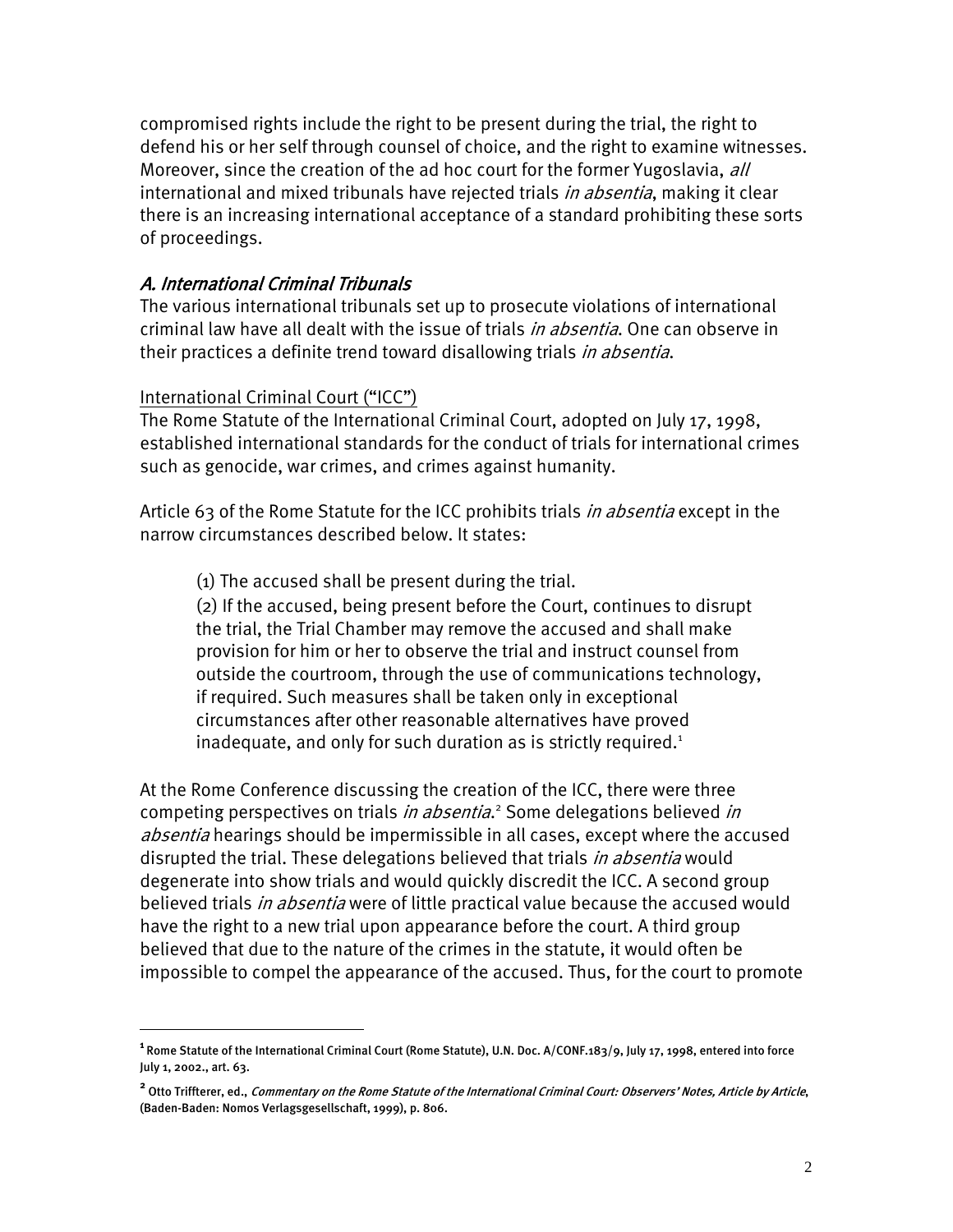compromised rights include the right to be present during the trial, the right to defend his or her self through counsel of choice, and the right to examine witnesses. Moreover, since the creation of the ad hoc court for the former Yugoslavia, *all* international and mixed tribunals have rejected trials *in absentia*, making it clear there is an increasing international acceptance of a standard prohibiting these sorts of proceedings.

## *A. International Criminal Tribunals*

The various international tribunals set up to prosecute violations of international criminal law have all dealt with the issue of trials *in absentia*. One can observe in their practices a definite trend toward disallowing trials *in absentia*.

### International Criminal Court ("ICC")

The Rome Statute of the International Criminal Court, adopted on July 17, 1998, established international standards for the conduct of trials for international crimes such as genocide, war crimes, and crimes against humanity.

Article 63 of the Rome Statute for the ICC prohibits trials *in absentia* except in the narrow circumstances described below. It states:

> (1) The accused shall be present during the trial.
> (2) If the accused, being present before the Court, continues to disrupt the trial, the Trial Chamber may remove the accused and shall make provision for him or her to observe the trial and instruct counsel from outside the courtroom, through the use of communications technology, if required. Such measures shall be taken only in exceptional circumstances after other reasonable alternatives have proved inadequate, and only for such duration as is strictly required.[1]

At the Rome Conference discussing the creation of the ICC, there were three competing perspectives on trials *in absentia*.[2] Some delegations believed *in absentia* hearings should be impermissible in all cases, except where the accused disrupted the trial. These delegations believed that trials *in absentia* would degenerate into show trials and would quickly discredit the ICC. A second group believed trials *in absentia* were of little practical value because the accused would have the right to a new trial upon appearance before the court. A third group believed that due to the nature of the crimes in the statute, it would often be impossible to compel the appearance of the accused. Thus, for the court to promote

---

[1] Rome Statute of the International Criminal Court (Rome Statute), U.N. Doc. A/CONF.183/9, July 17, 1998, entered into force July 1, 2002., art. 63.

[2] Otto Triffterer, ed., *Commentary on the Rome Statute of the International Criminal Court: Observers' Notes, Article by Article*, (Baden-Baden: Nomos Verlagsgesellschaft, 1999), p. 806.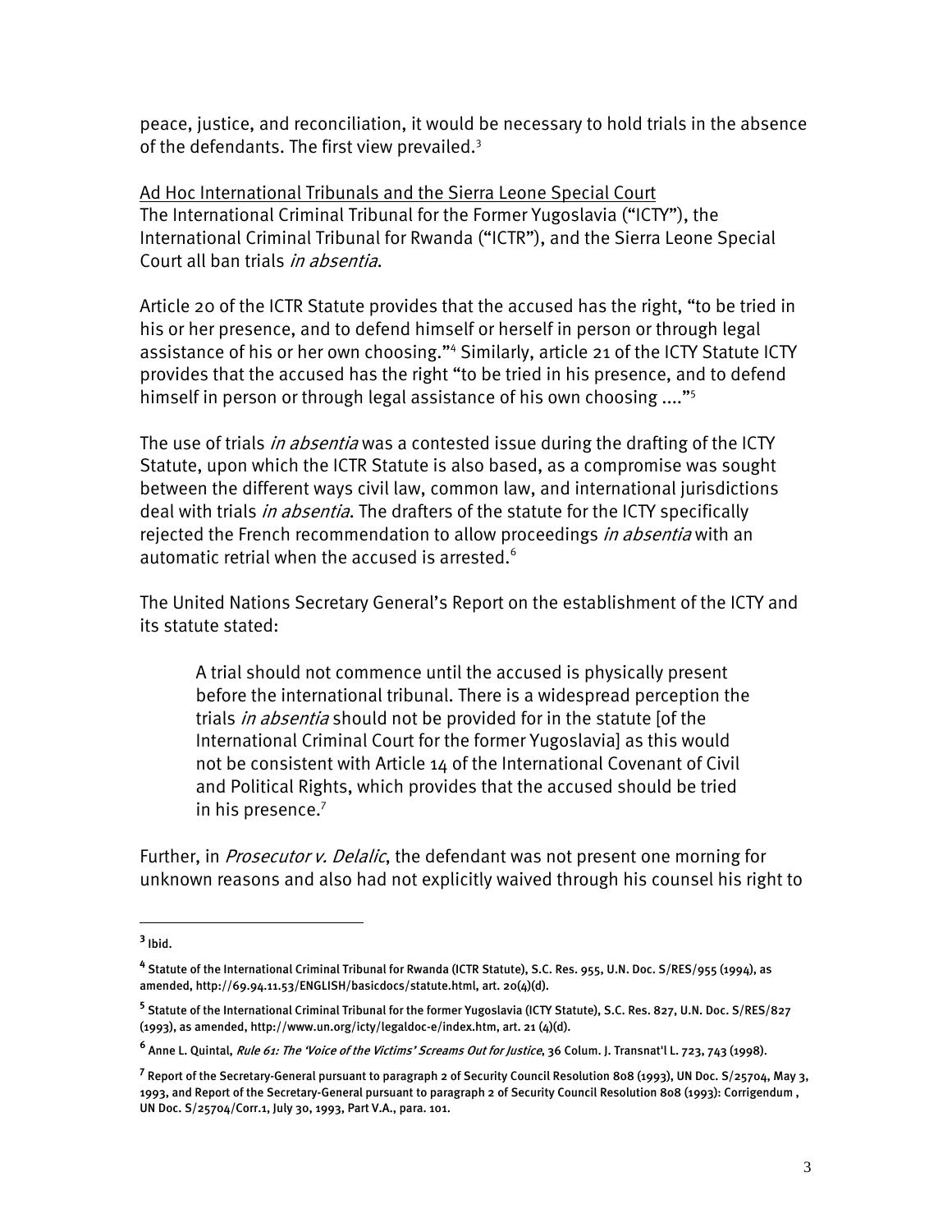peace, justice, and reconciliation, it would be necessary to hold trials in the absence of the defendants. The first view prevailed.[3]

<u>Ad Hoc International Tribunals and the Sierra Leone Special Court</u>

The International Criminal Tribunal for the Former Yugoslavia ("ICTY"), the International Criminal Tribunal for Rwanda ("ICTR"), and the Sierra Leone Special Court all ban trials *in absentia*.

Article 20 of the ICTR Statute provides that the accused has the right, "to be tried in his or her presence, and to defend himself or herself in person or through legal assistance of his or her own choosing."[4] Similarly, article 21 of the ICTY Statute ICTY provides that the accused has the right "to be tried in his presence, and to defend himself in person or through legal assistance of his own choosing ...."[5]

The use of trials *in absentia* was a contested issue during the drafting of the ICTY Statute, upon which the ICTR Statute is also based, as a compromise was sought between the different ways civil law, common law, and international jurisdictions deal with trials *in absentia*. The drafters of the statute for the ICTY specifically rejected the French recommendation to allow proceedings *in absentia* with an automatic retrial when the accused is arrested.[6]

The United Nations Secretary General's Report on the establishment of the ICTY and its statute stated:

> A trial should not commence until the accused is physically present before the international tribunal. There is a widespread perception the trials *in absentia* should not be provided for in the statute [of the International Criminal Court for the former Yugoslavia] as this would not be consistent with Article 14 of the International Covenant of Civil and Political Rights, which provides that the accused should be tried in his presence.[7]

Further, in *Prosecutor v. Delalic*, the defendant was not present one morning for unknown reasons and also had not explicitly waived through his counsel his right to

---

[3] Ibid.

[4] Statute of the International Criminal Tribunal for Rwanda (ICTR Statute), S.C. Res. 955, U.N. Doc. S/RES/955 (1994), as amended, http://69.94.11.53/ENGLISH/basicdocs/statute.html, art. 20(4)(d).

[5] Statute of the International Criminal Tribunal for the former Yugoslavia (ICTY Statute), S.C. Res. 827, U.N. Doc. S/RES/827 (1993), as amended, http://www.un.org/icty/legaldoc-e/index.htm, art. 21 (4)(d).

[6] Anne L. Quintal, *Rule 61: The 'Voice of the Victims' Screams Out for Justice*, 36 Colum. J. Transnat'l L. 723, 743 (1998).

[7] Report of the Secretary-General pursuant to paragraph 2 of Security Council Resolution 808 (1993), UN Doc. S/25704, May 3, 1993, and Report of the Secretary-General pursuant to paragraph 2 of Security Council Resolution 808 (1993): Corrigendum , UN Doc. S/25704/Corr.1, July 30, 1993, Part V.A., para. 101.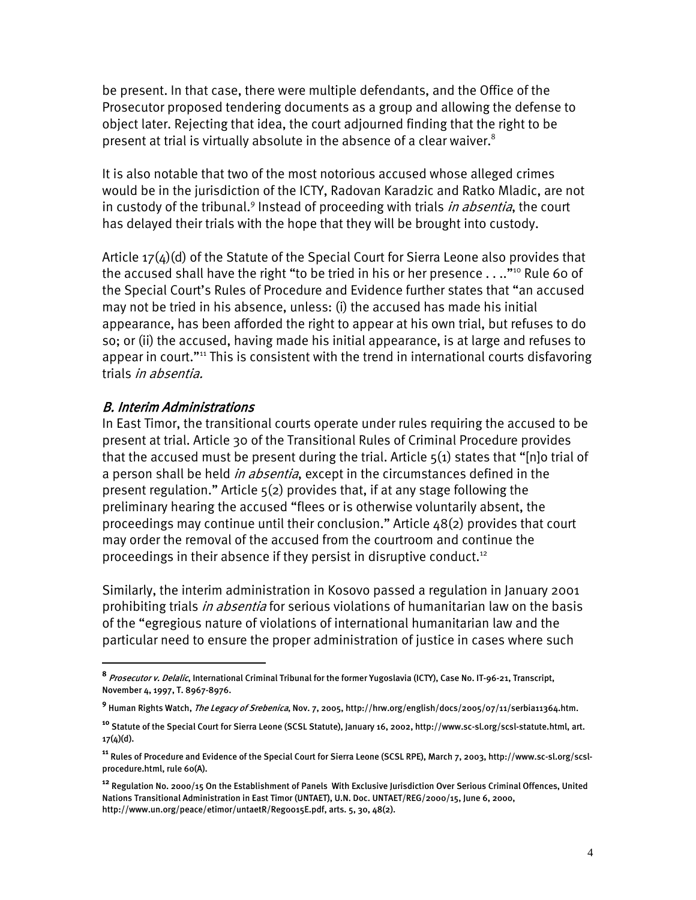be present. In that case, there were multiple defendants, and the Office of the Prosecutor proposed tendering documents as a group and allowing the defense to object later. Rejecting that idea, the court adjourned finding that the right to be present at trial is virtually absolute in the absence of a clear waiver.[8]

It is also notable that two of the most notorious accused whose alleged crimes would be in the jurisdiction of the ICTY, Radovan Karadzic and Ratko Mladic, are not in custody of the tribunal.[9] Instead of proceeding with trials *in absentia*, the court has delayed their trials with the hope that they will be brought into custody.

Article 17(4)(d) of the Statute of the Special Court for Sierra Leone also provides that the accused shall have the right "to be tried in his or her presence . . .."[10] Rule 60 of the Special Court's Rules of Procedure and Evidence further states that "an accused may not be tried in his absence, unless: (i) the accused has made his initial appearance, has been afforded the right to appear at his own trial, but refuses to do so; or (ii) the accused, having made his initial appearance, is at large and refuses to appear in court."[11] This is consistent with the trend in international courts disfavoring trials *in absentia.*

### *B. Interim Administrations*

In East Timor, the transitional courts operate under rules requiring the accused to be present at trial. Article 30 of the Transitional Rules of Criminal Procedure provides that the accused must be present during the trial. Article 5(1) states that "[n]o trial of a person shall be held *in absentia*, except in the circumstances defined in the present regulation." Article 5(2) provides that, if at any stage following the preliminary hearing the accused "flees or is otherwise voluntarily absent, the proceedings may continue until their conclusion." Article 48(2) provides that court may order the removal of the accused from the courtroom and continue the proceedings in their absence if they persist in disruptive conduct.[12]

Similarly, the interim administration in Kosovo passed a regulation in January 2001 prohibiting trials *in absentia* for serious violations of humanitarian law on the basis of the "egregious nature of violations of international humanitarian law and the particular need to ensure the proper administration of justice in cases where such

---

[8] *Prosecutor v. Delalic*, International Criminal Tribunal for the former Yugoslavia (ICTY), Case No. IT-96-21, Transcript, November 4, 1997, T. 8967-8976.

[9] Human Rights Watch, *The Legacy of Srebenica*, Nov. 7, 2005, http://hrw.org/english/docs/2005/07/11/serbia11364.htm.

[10] Statute of the Special Court for Sierra Leone (SCSL Statute), January 16, 2002, http://www.sc-sl.org/scsl-statute.html, art. 17(4)(d).

[11] Rules of Procedure and Evidence of the Special Court for Sierra Leone (SCSL RPE), March 7, 2003, http://www.sc-sl.org/scsl-procedure.html, rule 60(A).

[12] Regulation No. 2000/15 On the Establishment of Panels With Exclusive Jurisdiction Over Serious Criminal Offences, United Nations Transitional Administration in East Timor (UNTAET), U.N. Doc. UNTAET/REG/2000/15, June 6, 2000, http://www.un.org/peace/etimor/untaetR/Reg0015E.pdf, arts. 5, 30, 48(2).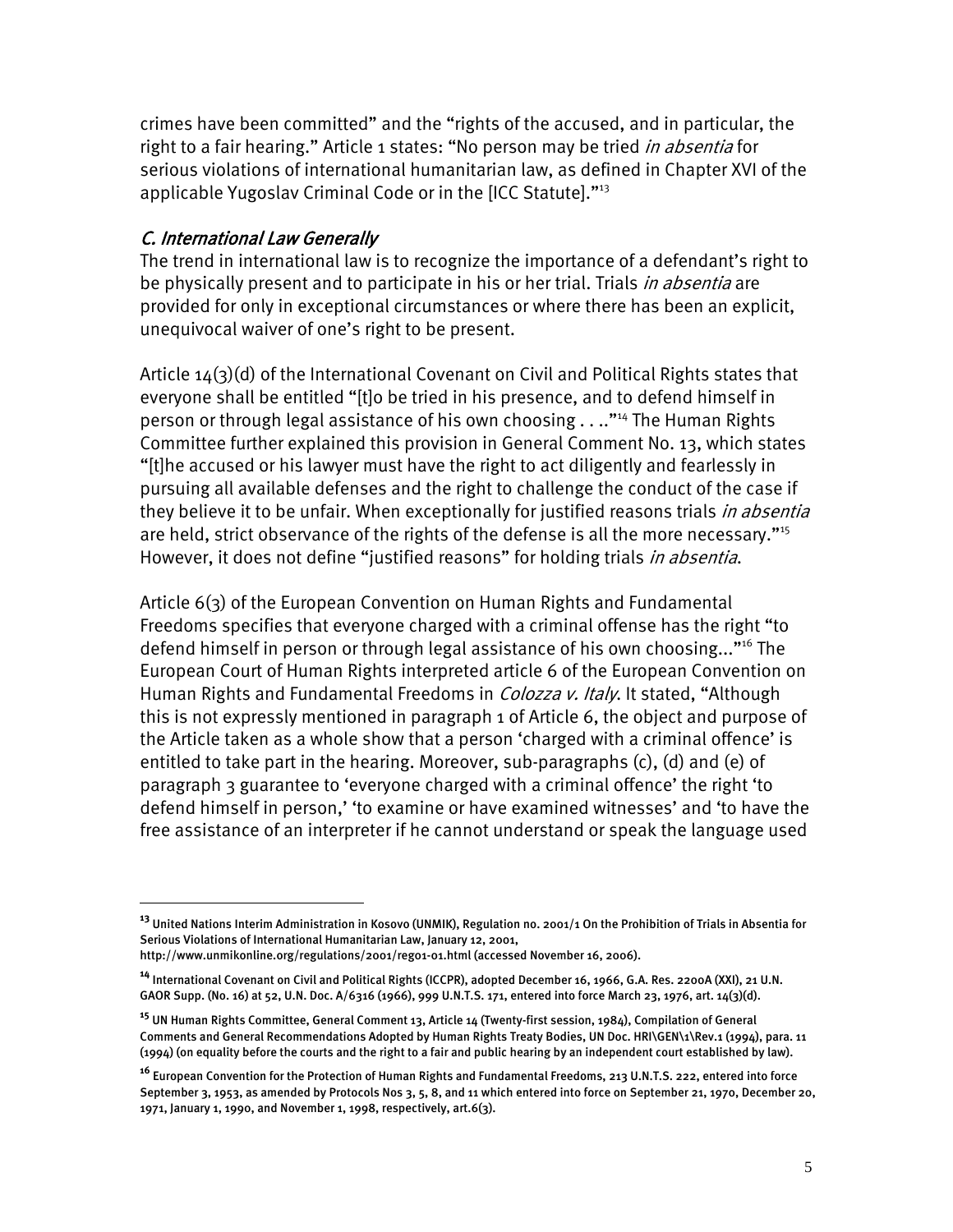crimes have been committed" and the "rights of the accused, and in particular, the right to a fair hearing." Article 1 states: "No person may be tried *in absentia* for serious violations of international humanitarian law, as defined in Chapter XVI of the applicable Yugoslav Criminal Code or in the [ICC Statute]."[13]

### *C. International Law Generally*

The trend in international law is to recognize the importance of a defendant's right to be physically present and to participate in his or her trial. Trials *in absentia* are provided for only in exceptional circumstances or where there has been an explicit, unequivocal waiver of one's right to be present.

Article 14(3)(d) of the International Covenant on Civil and Political Rights states that everyone shall be entitled "[t]o be tried in his presence, and to defend himself in person or through legal assistance of his own choosing . . .."[14] The Human Rights Committee further explained this provision in General Comment No. 13, which states "[t]he accused or his lawyer must have the right to act diligently and fearlessly in pursuing all available defenses and the right to challenge the conduct of the case if they believe it to be unfair. When exceptionally for justified reasons trials *in absentia* are held, strict observance of the rights of the defense is all the more necessary."[15] However, it does not define "justified reasons" for holding trials *in absentia*.

Article 6(3) of the European Convention on Human Rights and Fundamental Freedoms specifies that everyone charged with a criminal offense has the right "to defend himself in person or through legal assistance of his own choosing..."[16] The European Court of Human Rights interpreted article 6 of the European Convention on Human Rights and Fundamental Freedoms in *Colozza v. Italy*. It stated, "Although this is not expressly mentioned in paragraph 1 of Article 6, the object and purpose of the Article taken as a whole show that a person 'charged with a criminal offence' is entitled to take part in the hearing. Moreover, sub-paragraphs (c), (d) and (e) of paragraph 3 guarantee to 'everyone charged with a criminal offence' the right 'to defend himself in person,' 'to examine or have examined witnesses' and 'to have the free assistance of an interpreter if he cannot understand or speak the language used

---

[13] United Nations Interim Administration in Kosovo (UNMIK), Regulation no. 2001/1 On the Prohibition of Trials in Absentia for Serious Violations of International Humanitarian Law, January 12, 2001, http://www.unmikonline.org/regulations/2001/reg01-01.html (accessed November 16, 2006).

[14] International Covenant on Civil and Political Rights (ICCPR), adopted December 16, 1966, G.A. Res. 2200A (XXI), 21 U.N. GAOR Supp. (No. 16) at 52, U.N. Doc. A/6316 (1966), 999 U.N.T.S. 171, entered into force March 23, 1976, art. 14(3)(d).

[15] UN Human Rights Committee, General Comment 13, Article 14 (Twenty-first session, 1984), Compilation of General Comments and General Recommendations Adopted by Human Rights Treaty Bodies, UN Doc. HRI\GEN\1\Rev.1 (1994), para. 11 (1994) (on equality before the courts and the right to a fair and public hearing by an independent court established by law).

[16] European Convention for the Protection of Human Rights and Fundamental Freedoms, 213 U.N.T.S. 222, entered into force September 3, 1953, as amended by Protocols Nos 3, 5, 8, and 11 which entered into force on September 21, 1970, December 20, 1971, January 1, 1990, and November 1, 1998, respectively, art.6(3).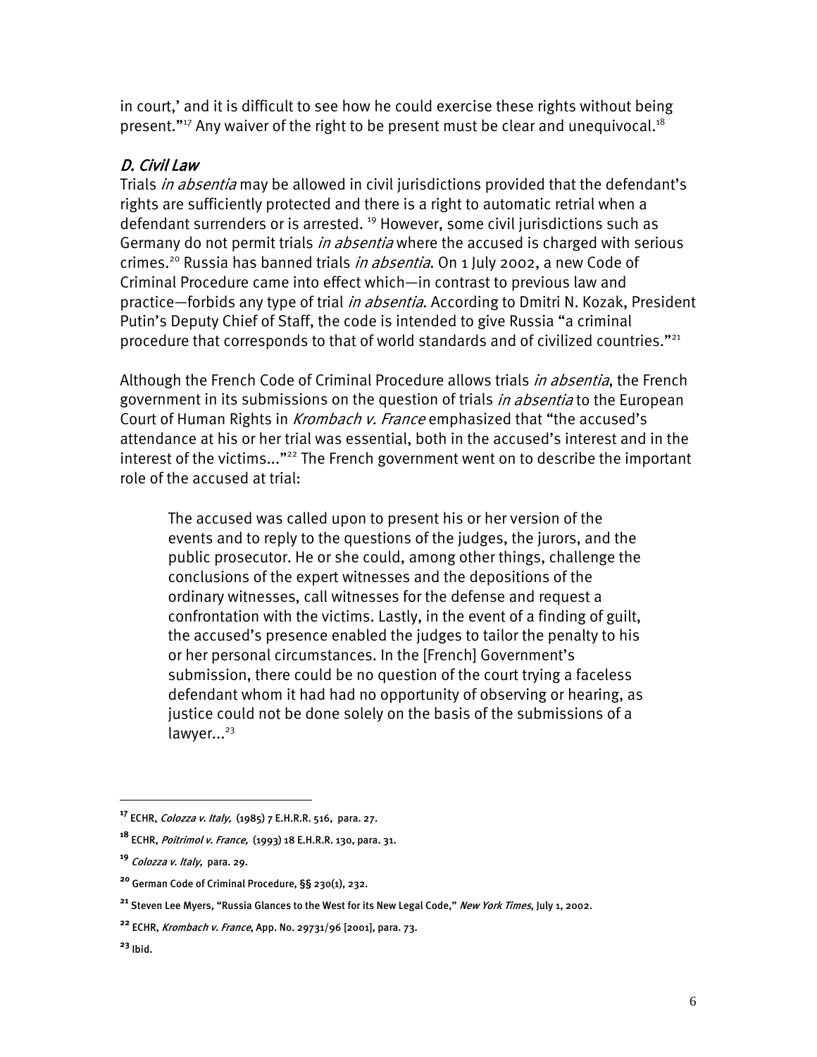in court,' and it is difficult to see how he could exercise these rights without being present."[17] Any waiver of the right to be present must be clear and unequivocal.[18]

### *D. Civil Law*

Trials *in absentia* may be allowed in civil jurisdictions provided that the defendant's rights are sufficiently protected and there is a right to automatic retrial when a defendant surrenders or is arrested.[19] However, some civil jurisdictions such as Germany do not permit trials *in absentia* where the accused is charged with serious crimes.[20] Russia has banned trials *in absentia*. On 1 July 2002, a new Code of Criminal Procedure came into effect which—in contrast to previous law and practice—forbids any type of trial *in absentia*. According to Dmitri N. Kozak, President Putin's Deputy Chief of Staff, the code is intended to give Russia "a criminal procedure that corresponds to that of world standards and of civilized countries."[21]

Although the French Code of Criminal Procedure allows trials *in absentia*, the French government in its submissions on the question of trials *in absentia* to the European Court of Human Rights in *Krombach v. France* emphasized that "the accused's attendance at his or her trial was essential, both in the accused's interest and in the interest of the victims..."[22] The French government went on to describe the important role of the accused at trial:

> The accused was called upon to present his or her version of the events and to reply to the questions of the judges, the jurors, and the public prosecutor. He or she could, among other things, challenge the conclusions of the expert witnesses and the depositions of the ordinary witnesses, call witnesses for the defense and request a confrontation with the victims. Lastly, in the event of a finding of guilt, the accused's presence enabled the judges to tailor the penalty to his or her personal circumstances. In the [French] Government's submission, there could be no question of the court trying a faceless defendant whom it had had no opportunity of observing or hearing, as justice could not be done solely on the basis of the submissions of a lawyer...[23]

---

[17] ECHR, *Colozza v. Italy,* (1985) 7 E.H.R.R. 516, para. 27.

[18] ECHR, *Poitrimol v. France,* (1993) 18 E.H.R.R. 130, para. 31.

[19] *Colozza v. Italy,* para. 29.

[20] German Code of Criminal Procedure, §§ 230(1), 232.

[21] Steven Lee Myers, "Russia Glances to the West for its New Legal Code," *New York Times*, July 1, 2002.

[22] ECHR, *Krombach v. France*, App. No. 29731/96 [2001], para. 73.

[23] Ibid.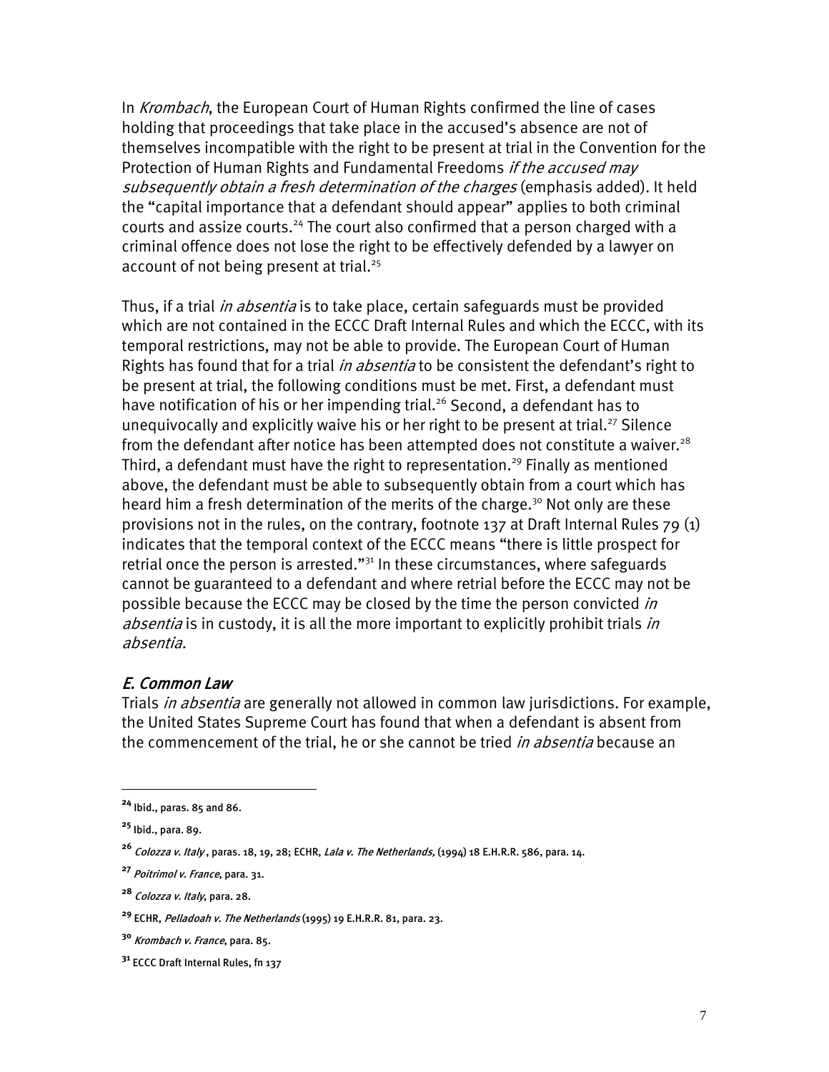In *Krombach*, the European Court of Human Rights confirmed the line of cases holding that proceedings that take place in the accused's absence are not of themselves incompatible with the right to be present at trial in the Convention for the Protection of Human Rights and Fundamental Freedoms *if the accused may subsequently obtain a fresh determination of the charges* (emphasis added). It held the "capital importance that a defendant should appear" applies to both criminal courts and assize courts.[24] The court also confirmed that a person charged with a criminal offence does not lose the right to be effectively defended by a lawyer on account of not being present at trial.[25]

Thus, if a trial *in absentia* is to take place, certain safeguards must be provided which are not contained in the ECCC Draft Internal Rules and which the ECCC, with its temporal restrictions, may not be able to provide. The European Court of Human Rights has found that for a trial *in absentia* to be consistent the defendant's right to be present at trial, the following conditions must be met. First, a defendant must have notification of his or her impending trial.[26] Second, a defendant has to unequivocally and explicitly waive his or her right to be present at trial.[27] Silence from the defendant after notice has been attempted does not constitute a waiver.[28] Third, a defendant must have the right to representation.[29] Finally as mentioned above, the defendant must be able to subsequently obtain from a court which has heard him a fresh determination of the merits of the charge.[30] Not only are these provisions not in the rules, on the contrary, footnote 137 at Draft Internal Rules 79 (1) indicates that the temporal context of the ECCC means "there is little prospect for retrial once the person is arrested."[31] In these circumstances, where safeguards cannot be guaranteed to a defendant and where retrial before the ECCC may not be possible because the ECCC may be closed by the time the person convicted *in absentia* is in custody, it is all the more important to explicitly prohibit trials *in absentia.*

### *E. Common Law*

Trials *in absentia* are generally not allowed in common law jurisdictions. For example, the United States Supreme Court has found that when a defendant is absent from the commencement of the trial, he or she cannot be tried *in absentia* because an

---

[24] Ibid., paras. 85 and 86.

[25] Ibid., para. 89.

[26] *Colozza v. Italy* , paras. 18, 19, 28; ECHR, *Lala v. The Netherlands,* (1994) 18 E.H.R.R. 586, para. 14.

[27] *Poitrimol v. France*, para. 31.

[28] *Colozza v. Italy*, para. 28.

[29] ECHR, *Pelladoah v. The Netherlands* (1995) 19 E.H.R.R. 81, para. 23.

[30] *Krombach v. France*, para. 85.

[31] ECCC Draft Internal Rules, fn 137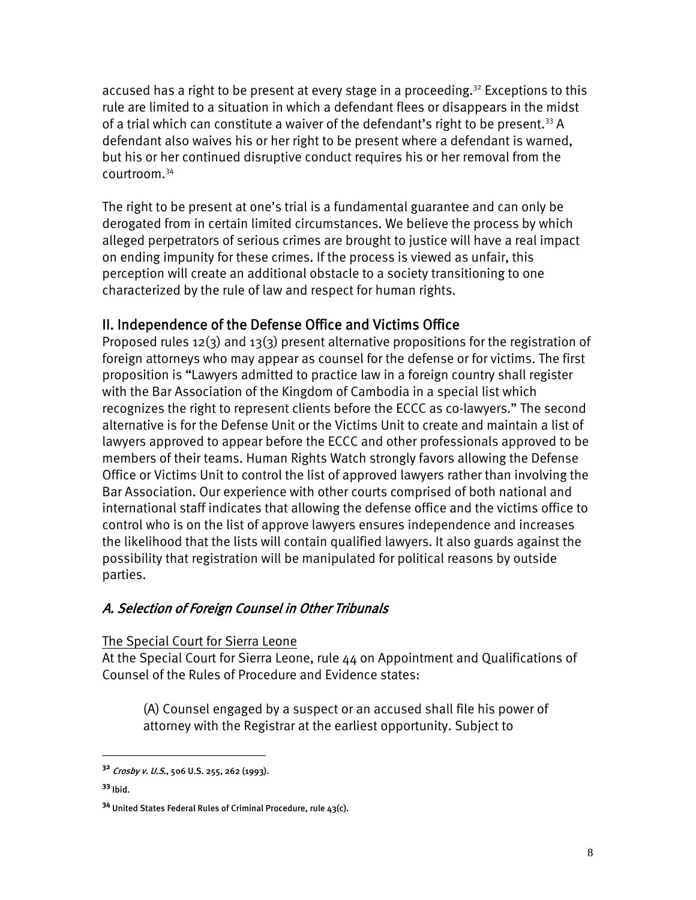accused has a right to be present at every stage in a proceeding.[32] Exceptions to this rule are limited to a situation in which a defendant flees or disappears in the midst of a trial which can constitute a waiver of the defendant's right to be present.[33] A defendant also waives his or her right to be present where a defendant is warned, but his or her continued disruptive conduct requires his or her removal from the courtroom.[34]

The right to be present at one's trial is a fundamental guarantee and can only be derogated from in certain limited circumstances. We believe the process by which alleged perpetrators of serious crimes are brought to justice will have a real impact on ending impunity for these crimes. If the process is viewed as unfair, this perception will create an additional obstacle to a society transitioning to one characterized by the rule of law and respect for human rights.

## II. Independence of the Defense Office and Victims Office

Proposed rules 12(3) and 13(3) present alternative propositions for the registration of foreign attorneys who may appear as counsel for the defense or for victims. The first proposition is "Lawyers admitted to practice law in a foreign country shall register with the Bar Association of the Kingdom of Cambodia in a special list which recognizes the right to represent clients before the ECCC as co-lawyers." The second alternative is for the Defense Unit or the Victims Unit to create and maintain a list of lawyers approved to appear before the ECCC and other professionals approved to be members of their teams. Human Rights Watch strongly favors allowing the Defense Office or Victims Unit to control the list of approved lawyers rather than involving the Bar Association. Our experience with other courts comprised of both national and international staff indicates that allowing the defense office and the victims office to control who is on the list of approve lawyers ensures independence and increases the likelihood that the lists will contain qualified lawyers. It also guards against the possibility that registration will be manipulated for political reasons by outside parties.

### *A. Selection of Foreign Counsel in Other Tribunals*

<u>The Special Court for Sierra Leone</u>

At the Special Court for Sierra Leone, rule 44 on Appointment and Qualifications of Counsel of the Rules of Procedure and Evidence states:

> (A) Counsel engaged by a suspect or an accused shall file his power of attorney with the Registrar at the earliest opportunity. Subject to

---

[32] *Crosby v. U.S.*, 506 U.S. 255, 262 (1993).

[33] Ibid.

[34] United States Federal Rules of Criminal Procedure, rule 43(c).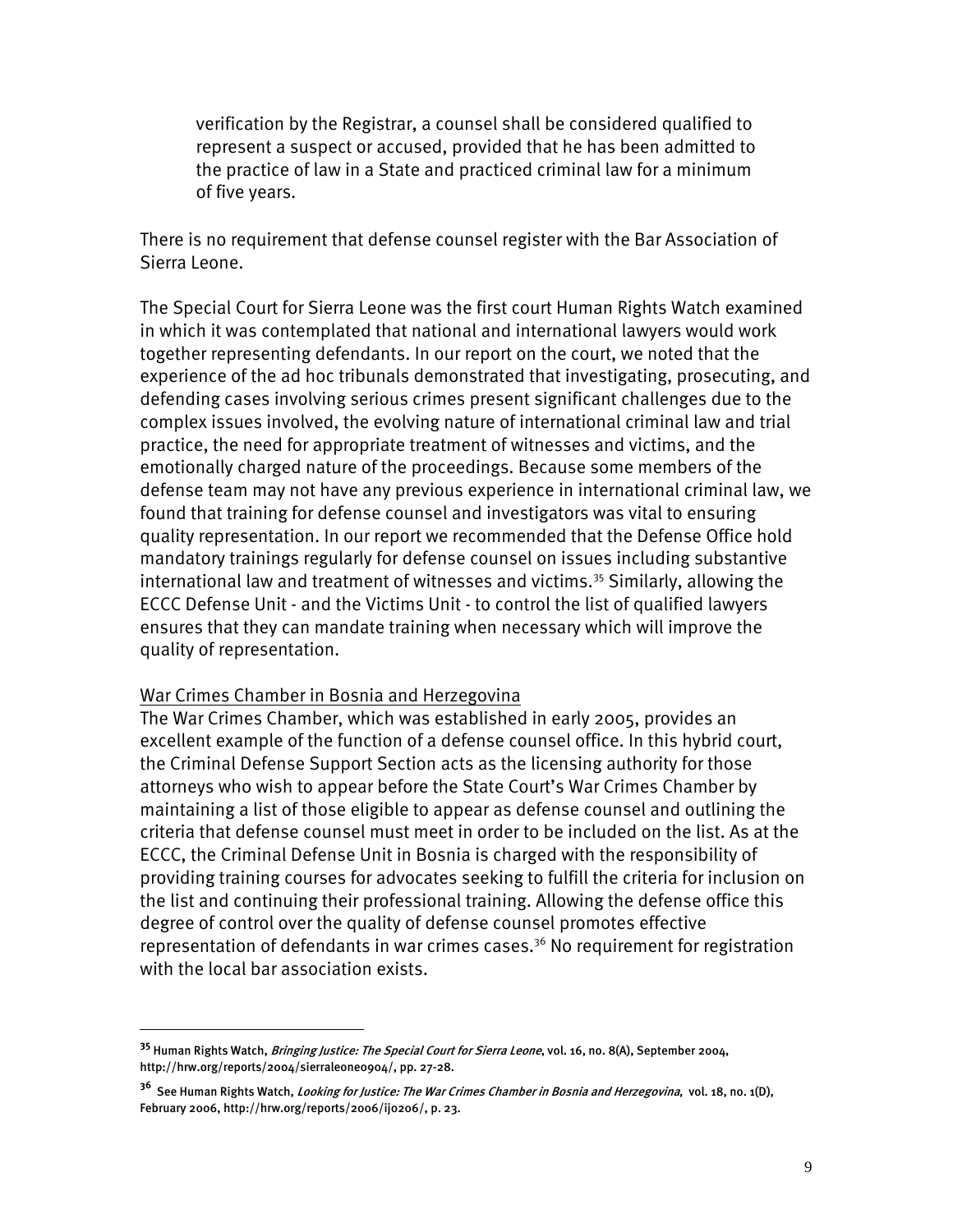> verification by the Registrar, a counsel shall be considered qualified to represent a suspect or accused, provided that he has been admitted to the practice of law in a State and practiced criminal law for a minimum of five years.

There is no requirement that defense counsel register with the Bar Association of Sierra Leone.

The Special Court for Sierra Leone was the first court Human Rights Watch examined in which it was contemplated that national and international lawyers would work together representing defendants. In our report on the court, we noted that the experience of the ad hoc tribunals demonstrated that investigating, prosecuting, and defending cases involving serious crimes present significant challenges due to the complex issues involved, the evolving nature of international criminal law and trial practice, the need for appropriate treatment of witnesses and victims, and the emotionally charged nature of the proceedings. Because some members of the defense team may not have any previous experience in international criminal law, we found that training for defense counsel and investigators was vital to ensuring quality representation. In our report we recommended that the Defense Office hold mandatory trainings regularly for defense counsel on issues including substantive international law and treatment of witnesses and victims.[35] Similarly, allowing the ECCC Defense Unit - and the Victims Unit - to control the list of qualified lawyers ensures that they can mandate training when necessary which will improve the quality of representation.

<u>War Crimes Chamber in Bosnia and Herzegovina</u>

The War Crimes Chamber, which was established in early 2005, provides an excellent example of the function of a defense counsel office. In this hybrid court, the Criminal Defense Support Section acts as the licensing authority for those attorneys who wish to appear before the State Court's War Crimes Chamber by maintaining a list of those eligible to appear as defense counsel and outlining the criteria that defense counsel must meet in order to be included on the list. As at the ECCC, the Criminal Defense Unit in Bosnia is charged with the responsibility of providing training courses for advocates seeking to fulfill the criteria for inclusion on the list and continuing their professional training. Allowing the defense office this degree of control over the quality of defense counsel promotes effective representation of defendants in war crimes cases.[36] No requirement for registration with the local bar association exists.

---

[35] Human Rights Watch, *Bringing Justice: The Special Court for Sierra Leone*, vol. 16, no. 8(A), September 2004, http://hrw.org/reports/2004/sierraleone0904/, pp. 27-28.

[36] See Human Rights Watch, *Looking for Justice: The War Crimes Chamber in Bosnia and Herzegovina*, vol. 18, no. 1(D), February 2006, http://hrw.org/reports/2006/ij0206/, p. 23.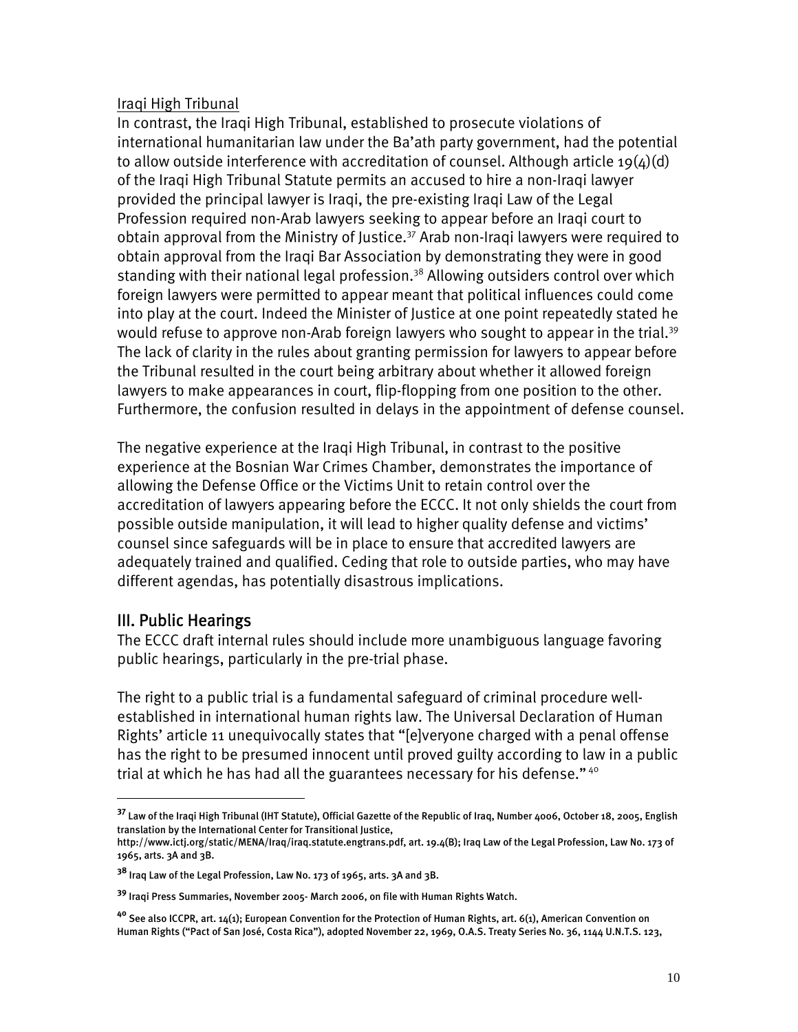Iraqi High Tribunal

In contrast, the Iraqi High Tribunal, established to prosecute violations of international humanitarian law under the Ba'ath party government, had the potential to allow outside interference with accreditation of counsel. Although article 19(4)(d) of the Iraqi High Tribunal Statute permits an accused to hire a non-Iraqi lawyer provided the principal lawyer is Iraqi, the pre-existing Iraqi Law of the Legal Profession required non-Arab lawyers seeking to appear before an Iraqi court to obtain approval from the Ministry of Justice.[37] Arab non-Iraqi lawyers were required to obtain approval from the Iraqi Bar Association by demonstrating they were in good standing with their national legal profession.[38] Allowing outsiders control over which foreign lawyers were permitted to appear meant that political influences could come into play at the court. Indeed the Minister of Justice at one point repeatedly stated he would refuse to approve non-Arab foreign lawyers who sought to appear in the trial.[39] The lack of clarity in the rules about granting permission for lawyers to appear before the Tribunal resulted in the court being arbitrary about whether it allowed foreign lawyers to make appearances in court, flip-flopping from one position to the other. Furthermore, the confusion resulted in delays in the appointment of defense counsel.

The negative experience at the Iraqi High Tribunal, in contrast to the positive experience at the Bosnian War Crimes Chamber, demonstrates the importance of allowing the Defense Office or the Victims Unit to retain control over the accreditation of lawyers appearing before the ECCC. It not only shields the court from possible outside manipulation, it will lead to higher quality defense and victims' counsel since safeguards will be in place to ensure that accredited lawyers are adequately trained and qualified. Ceding that role to outside parties, who may have different agendas, has potentially disastrous implications.

## III. Public Hearings

The ECCC draft internal rules should include more unambiguous language favoring public hearings, particularly in the pre-trial phase.

The right to a public trial is a fundamental safeguard of criminal procedure well-established in international human rights law. The Universal Declaration of Human Rights' article 11 unequivocally states that "[e]veryone charged with a penal offense has the right to be presumed innocent until proved guilty according to law in a public trial at which he has had all the guarantees necessary for his defense."[40]

---

[37] Law of the Iraqi High Tribunal (IHT Statute), Official Gazette of the Republic of Iraq, Number 4006, October 18, 2005, English translation by the International Center for Transitional Justice, http://www.ictj.org/static/MENA/Iraq/iraq.statute.engtrans.pdf, art. 19.4(B); Iraq Law of the Legal Profession, Law No. 173 of 1965, arts. 3A and 3B.

[38] Iraq Law of the Legal Profession, Law No. 173 of 1965, arts. 3A and 3B.

[39] Iraqi Press Summaries, November 2005- March 2006, on file with Human Rights Watch.

[40] See also ICCPR, art. 14(1); European Convention for the Protection of Human Rights, art. 6(1), American Convention on Human Rights ("Pact of San José, Costa Rica"), adopted November 22, 1969, O.A.S. Treaty Series No. 36, 1144 U.N.T.S. 123,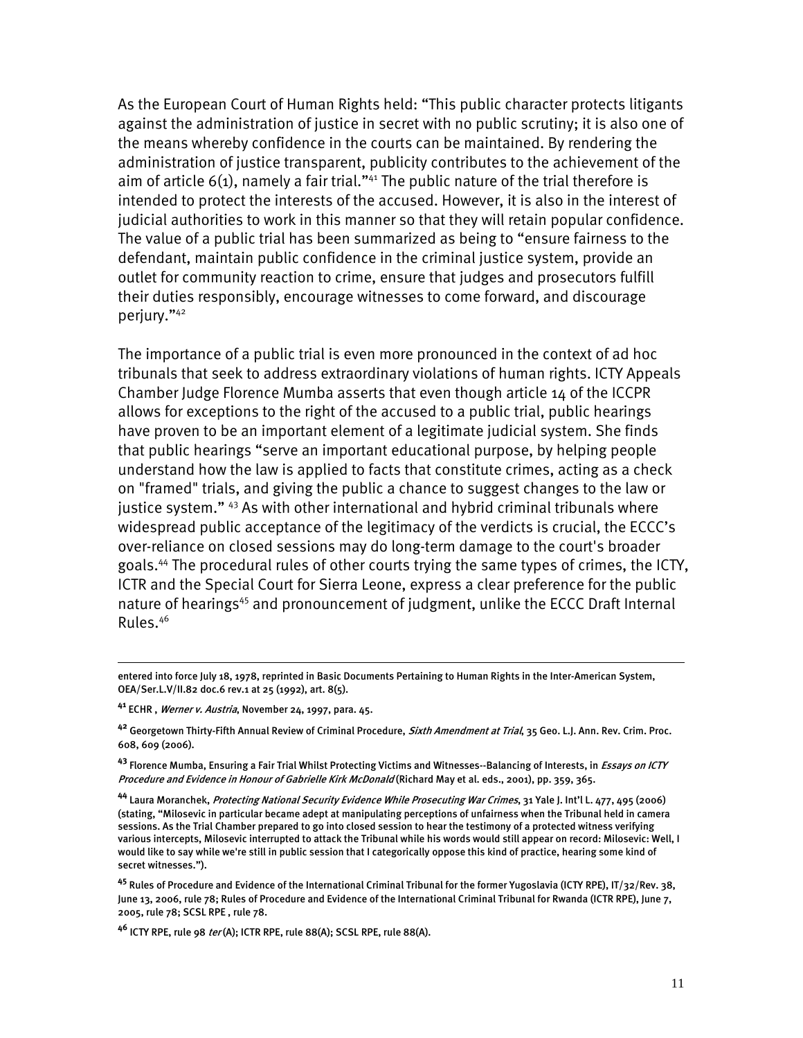As the European Court of Human Rights held: "This public character protects litigants against the administration of justice in secret with no public scrutiny; it is also one of the means whereby confidence in the courts can be maintained. By rendering the administration of justice transparent, publicity contributes to the achievement of the aim of article 6(1), namely a fair trial."[41] The public nature of the trial therefore is intended to protect the interests of the accused. However, it is also in the interest of judicial authorities to work in this manner so that they will retain popular confidence. The value of a public trial has been summarized as being to "ensure fairness to the defendant, maintain public confidence in the criminal justice system, provide an outlet for community reaction to crime, ensure that judges and prosecutors fulfill their duties responsibly, encourage witnesses to come forward, and discourage perjury."[42]

The importance of a public trial is even more pronounced in the context of ad hoc tribunals that seek to address extraordinary violations of human rights. ICTY Appeals Chamber Judge Florence Mumba asserts that even though article 14 of the ICCPR allows for exceptions to the right of the accused to a public trial, public hearings have proven to be an important element of a legitimate judicial system. She finds that public hearings "serve an important educational purpose, by helping people understand how the law is applied to facts that constitute crimes, acting as a check on "framed" trials, and giving the public a chance to suggest changes to the law or justice system." [43] As with other international and hybrid criminal tribunals where widespread public acceptance of the legitimacy of the verdicts is crucial, the ECCC's over-reliance on closed sessions may do long-term damage to the court's broader goals.[44] The procedural rules of other courts trying the same types of crimes, the ICTY, ICTR and the Special Court for Sierra Leone, express a clear preference for the public nature of hearings[45] and pronouncement of judgment, unlike the ECCC Draft Internal Rules.[46]

---

entered into force July 18, 1978, reprinted in Basic Documents Pertaining to Human Rights in the Inter-American System, OEA/Ser.L.V/II.82 doc.6 rev.1 at 25 (1992), art. 8(5).

[41] ECHR , *Werner v. Austria*, November 24, 1997, para. 45.

[42] Georgetown Thirty-Fifth Annual Review of Criminal Procedure, *Sixth Amendment at Trial*, 35 Geo. L.J. Ann. Rev. Crim. Proc. 608, 609 (2006).

[43] Florence Mumba, Ensuring a Fair Trial Whilst Protecting Victims and Witnesses--Balancing of Interests, in *Essays on ICTY Procedure and Evidence in Honour of Gabrielle Kirk McDonald* (Richard May et al. eds., 2001), pp. 359, 365.

[44] Laura Moranchek, *Protecting National Security Evidence While Prosecuting War Crimes*, 31 Yale J. Int'l L. 477, 495 (2006) (stating, "Milosevic in particular became adept at manipulating perceptions of unfairness when the Tribunal held in camera sessions. As the Trial Chamber prepared to go into closed session to hear the testimony of a protected witness verifying various intercepts, Milosevic interrupted to attack the Tribunal while his words would still appear on record: Milosevic: Well, I would like to say while we're still in public session that I categorically oppose this kind of practice, hearing some kind of secret witnesses.").

[45] Rules of Procedure and Evidence of the International Criminal Tribunal for the former Yugoslavia (ICTY RPE), IT/32/Rev. 38, June 13, 2006, rule 78; Rules of Procedure and Evidence of the International Criminal Tribunal for Rwanda (ICTR RPE), June 7, 2005, rule 78; SCSL RPE , rule 78.

[46] ICTY RPE, rule 98 *ter* (A); ICTR RPE, rule 88(A); SCSL RPE, rule 88(A).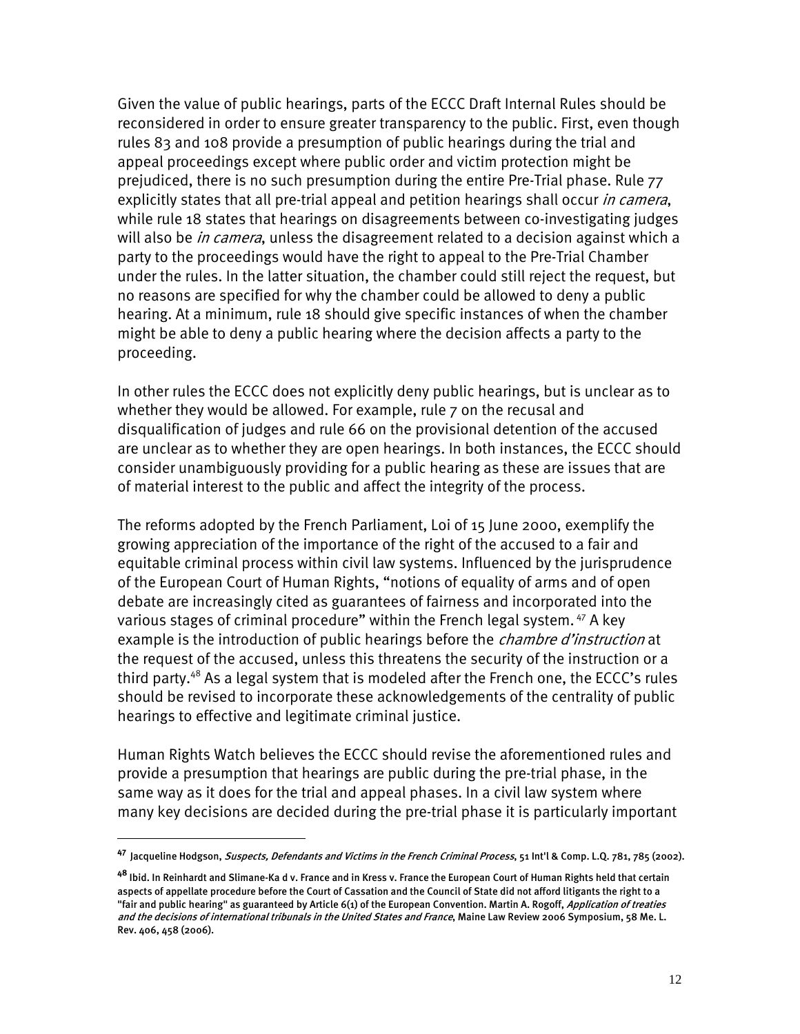Given the value of public hearings, parts of the ECCC Draft Internal Rules should be reconsidered in order to ensure greater transparency to the public. First, even though rules 83 and 108 provide a presumption of public hearings during the trial and appeal proceedings except where public order and victim protection might be prejudiced, there is no such presumption during the entire Pre-Trial phase. Rule 77 explicitly states that all pre-trial appeal and petition hearings shall occur *in camera*, while rule 18 states that hearings on disagreements between co-investigating judges will also be *in camera*, unless the disagreement related to a decision against which a party to the proceedings would have the right to appeal to the Pre-Trial Chamber under the rules. In the latter situation, the chamber could still reject the request, but no reasons are specified for why the chamber could be allowed to deny a public hearing. At a minimum, rule 18 should give specific instances of when the chamber might be able to deny a public hearing where the decision affects a party to the proceeding.

In other rules the ECCC does not explicitly deny public hearings, but is unclear as to whether they would be allowed. For example, rule 7 on the recusal and disqualification of judges and rule 66 on the provisional detention of the accused are unclear as to whether they are open hearings. In both instances, the ECCC should consider unambiguously providing for a public hearing as these are issues that are of material interest to the public and affect the integrity of the process.

The reforms adopted by the French Parliament, Loi of 15 June 2000, exemplify the growing appreciation of the importance of the right of the accused to a fair and equitable criminal process within civil law systems. Influenced by the jurisprudence of the European Court of Human Rights, "notions of equality of arms and of open debate are increasingly cited as guarantees of fairness and incorporated into the various stages of criminal procedure" within the French legal system.[47] A key example is the introduction of public hearings before the *chambre d'instruction* at the request of the accused, unless this threatens the security of the instruction or a third party.[48] As a legal system that is modeled after the French one, the ECCC's rules should be revised to incorporate these acknowledgements of the centrality of public hearings to effective and legitimate criminal justice.

Human Rights Watch believes the ECCC should revise the aforementioned rules and provide a presumption that hearings are public during the pre-trial phase, in the same way as it does for the trial and appeal phases. In a civil law system where many key decisions are decided during the pre-trial phase it is particularly important

---

[47] Jacqueline Hodgson, *Suspects, Defendants and Victims in the French Criminal Process*, 51 Int'l & Comp. L.Q. 781, 785 (2002).

[48] Ibid. In Reinhardt and Slimane-Ka d v. France and in Kress v. France the European Court of Human Rights held that certain aspects of appellate procedure before the Court of Cassation and the Council of State did not afford litigants the right to a "fair and public hearing" as guaranteed by Article 6(1) of the European Convention. Martin A. Rogoff, *Application of treaties and the decisions of international tribunals in the United States and France*, Maine Law Review 2006 Symposium, 58 Me. L. Rev. 406, 458 (2006).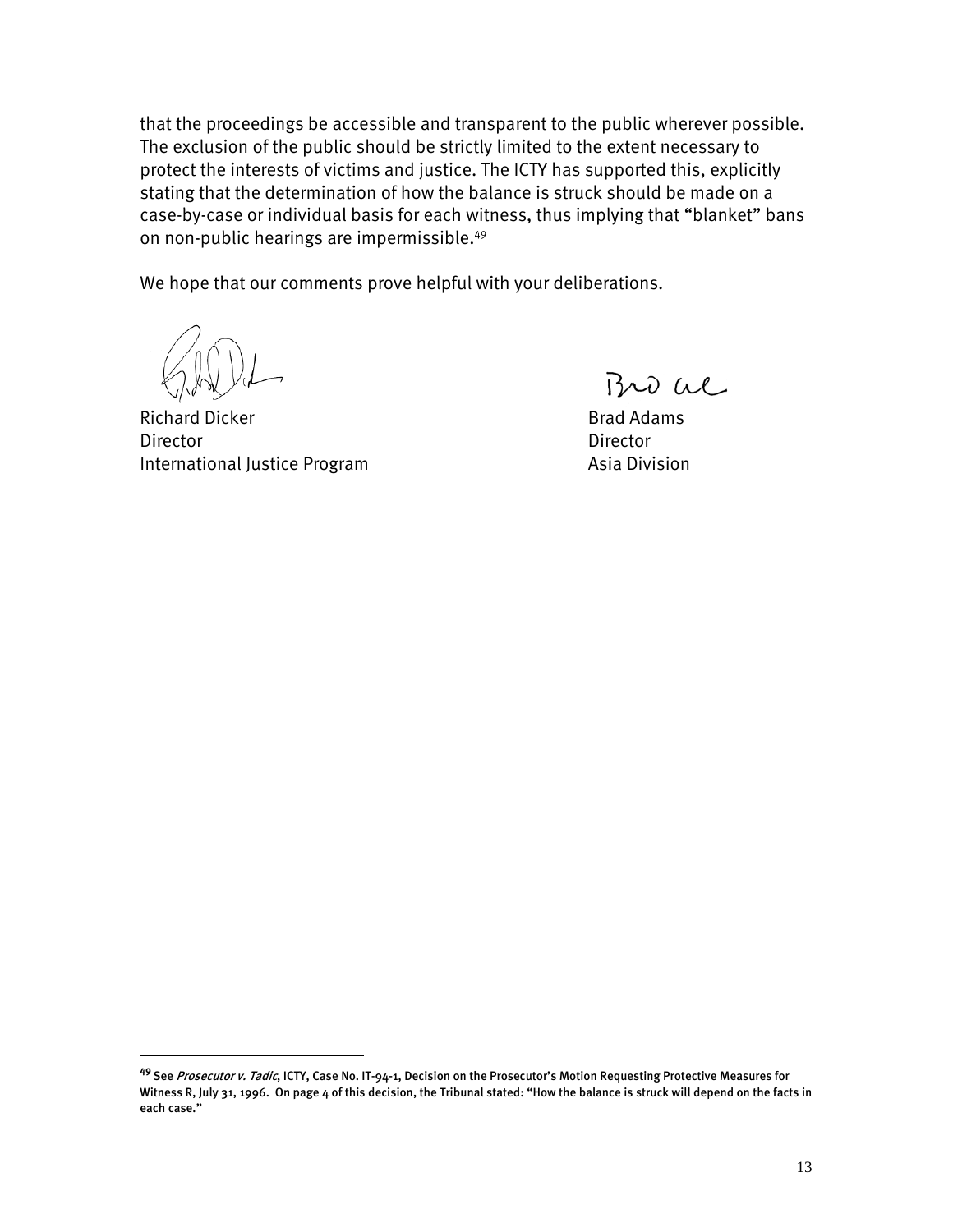that the proceedings be accessible and transparent to the public wherever possible. The exclusion of the public should be strictly limited to the extent necessary to protect the interests of victims and justice. The ICTY has supported this, explicitly stating that the determination of how the balance is struck should be made on a case-by-case or individual basis for each witness, thus implying that "blanket" bans on non-public hearings are impermissible.[49]

We hope that our comments prove helpful with your deliberations.

Richard Dicker
Director
International Justice Program

Brad Adams
Director
Asia Division

[49] See *Prosecutor v. Tadic*, ICTY, Case No. IT-94-1, Decision on the Prosecutor's Motion Requesting Protective Measures for Witness R, July 31, 1996. On page 4 of this decision, the Tribunal stated: "How the balance is struck will depend on the facts in each case."